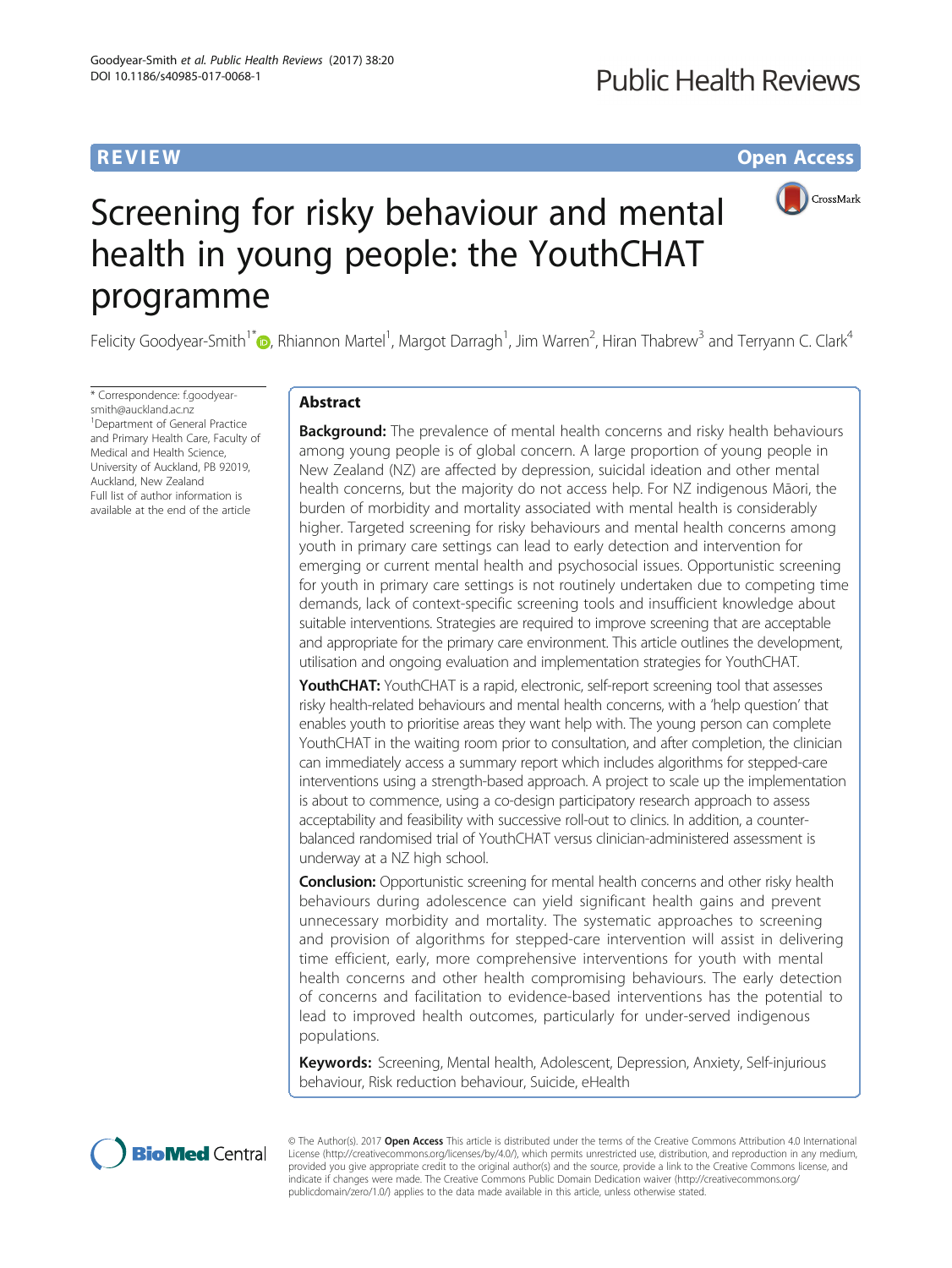REVIEW

Open Access

# Screening for risky behaviour and mental health in young people: the YouthCHAT programme

Felicity Goodyear-Smith[1*], Rhiannon Martel[1], Margot Darragh[1], Jim Warren[2], Hiran Thabrew[3] and Terryann C. Clark[4]

\* Correspondence: f.goodyear-smith@auckland.ac.nz
[1]Department of General Practice and Primary Health Care, Faculty of Medical and Health Science, University of Auckland, PB 92019, Auckland, New Zealand
Full list of author information is available at the end of the article

## Abstract

**Background:** The prevalence of mental health concerns and risky health behaviours among young people is of global concern. A large proportion of young people in New Zealand (NZ) are affected by depression, suicidal ideation and other mental health concerns, but the majority do not access help. For NZ indigenous Māori, the burden of morbidity and mortality associated with mental health is considerably higher. Targeted screening for risky behaviours and mental health concerns among youth in primary care settings can lead to early detection and intervention for emerging or current mental health and psychosocial issues. Opportunistic screening for youth in primary care settings is not routinely undertaken due to competing time demands, lack of context-specific screening tools and insufficient knowledge about suitable interventions. Strategies are required to improve screening that are acceptable and appropriate for the primary care environment. This article outlines the development, utilisation and ongoing evaluation and implementation strategies for YouthCHAT.

**YouthCHAT:** YouthCHAT is a rapid, electronic, self-report screening tool that assesses risky health-related behaviours and mental health concerns, with a 'help question' that enables youth to prioritise areas they want help with. The young person can complete YouthCHAT in the waiting room prior to consultation, and after completion, the clinician can immediately access a summary report which includes algorithms for stepped-care interventions using a strength-based approach. A project to scale up the implementation is about to commence, using a co-design participatory research approach to assess acceptability and feasibility with successive roll-out to clinics. In addition, a counter-balanced randomised trial of YouthCHAT versus clinician-administered assessment is underway at a NZ high school.

**Conclusion:** Opportunistic screening for mental health concerns and other risky health behaviours during adolescence can yield significant health gains and prevent unnecessary morbidity and mortality. The systematic approaches to screening and provision of algorithms for stepped-care intervention will assist in delivering time efficient, early, more comprehensive interventions for youth with mental health concerns and other health compromising behaviours. The early detection of concerns and facilitation to evidence-based interventions has the potential to lead to improved health outcomes, particularly for under-served indigenous populations.

**Keywords:** Screening, Mental health, Adolescent, Depression, Anxiety, Self-injurious behaviour, Risk reduction behaviour, Suicide, eHealth

© The Author(s). 2017 **Open Access** This article is distributed under the terms of the Creative Commons Attribution 4.0 International License (http://creativecommons.org/licenses/by/4.0/), which permits unrestricted use, distribution, and reproduction in any medium, provided you give appropriate credit to the original author(s) and the source, provide a link to the Creative Commons license, and indicate if changes were made. The Creative Commons Public Domain Dedication waiver (http://creativecommons.org/publicdomain/zero/1.0/) applies to the data made available in this article, unless otherwise stated.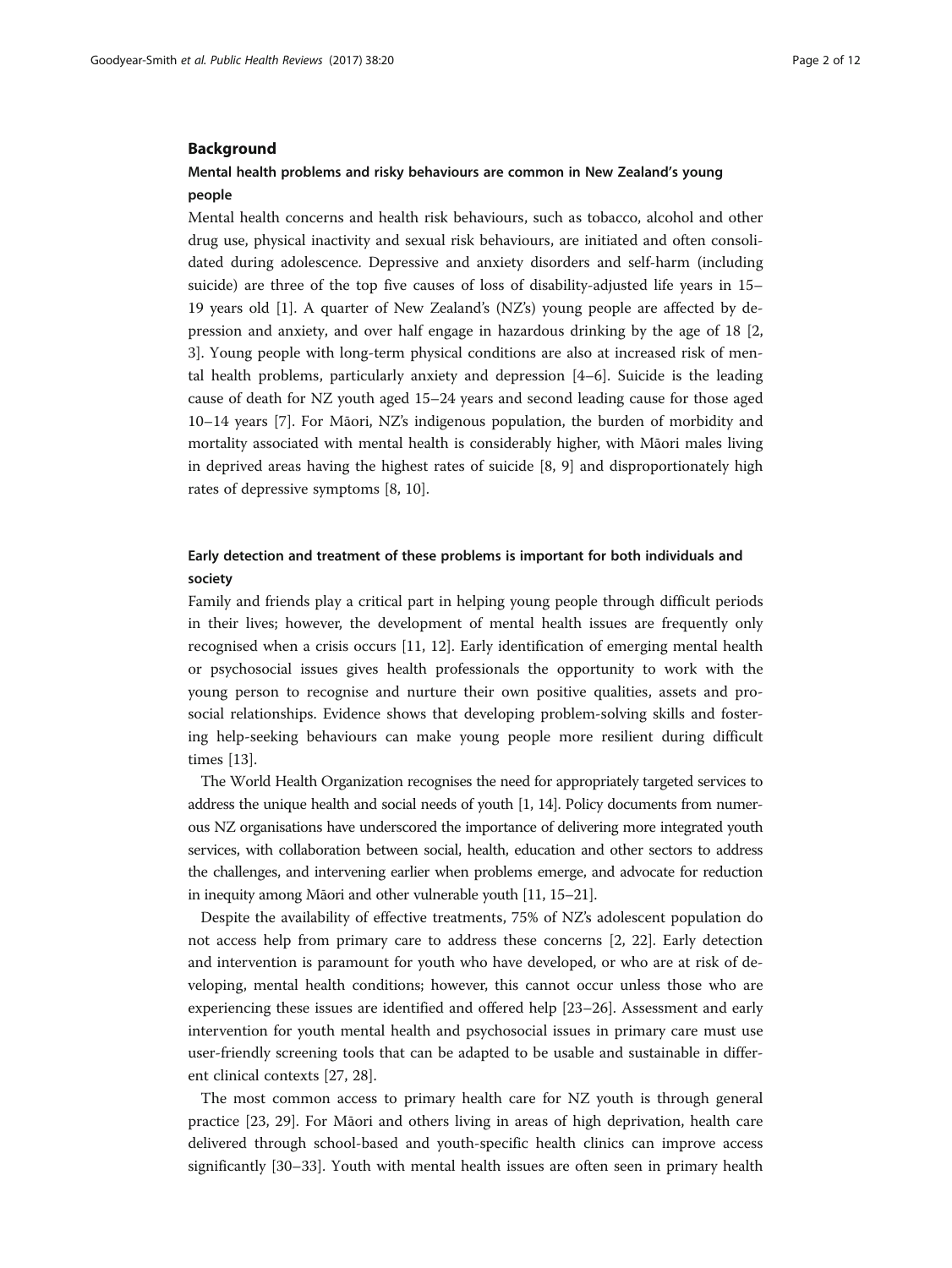## Background

### Mental health problems and risky behaviours are common in New Zealand's young people

Mental health concerns and health risk behaviours, such as tobacco, alcohol and other drug use, physical inactivity and sexual risk behaviours, are initiated and often consolidated during adolescence. Depressive and anxiety disorders and self-harm (including suicide) are three of the top five causes of loss of disability-adjusted life years in 15–19 years old [1]. A quarter of New Zealand's (NZ's) young people are affected by depression and anxiety, and over half engage in hazardous drinking by the age of 18 [2, 3]. Young people with long-term physical conditions are also at increased risk of mental health problems, particularly anxiety and depression [4–6]. Suicide is the leading cause of death for NZ youth aged 15–24 years and second leading cause for those aged 10–14 years [7]. For Māori, NZ's indigenous population, the burden of morbidity and mortality associated with mental health is considerably higher, with Māori males living in deprived areas having the highest rates of suicide [8, 9] and disproportionately high rates of depressive symptoms [8, 10].

### Early detection and treatment of these problems is important for both individuals and society

Family and friends play a critical part in helping young people through difficult periods in their lives; however, the development of mental health issues are frequently only recognised when a crisis occurs [11, 12]. Early identification of emerging mental health or psychosocial issues gives health professionals the opportunity to work with the young person to recognise and nurture their own positive qualities, assets and prosocial relationships. Evidence shows that developing problem-solving skills and fostering help-seeking behaviours can make young people more resilient during difficult times [13].

The World Health Organization recognises the need for appropriately targeted services to address the unique health and social needs of youth [1, 14]. Policy documents from numerous NZ organisations have underscored the importance of delivering more integrated youth services, with collaboration between social, health, education and other sectors to address the challenges, and intervening earlier when problems emerge, and advocate for reduction in inequity among Māori and other vulnerable youth [11, 15–21].

Despite the availability of effective treatments, 75% of NZ's adolescent population do not access help from primary care to address these concerns [2, 22]. Early detection and intervention is paramount for youth who have developed, or who are at risk of developing, mental health conditions; however, this cannot occur unless those who are experiencing these issues are identified and offered help [23–26]. Assessment and early intervention for youth mental health and psychosocial issues in primary care must use user-friendly screening tools that can be adapted to be usable and sustainable in different clinical contexts [27, 28].

The most common access to primary health care for NZ youth is through general practice [23, 29]. For Māori and others living in areas of high deprivation, health care delivered through school-based and youth-specific health clinics can improve access significantly [30–33]. Youth with mental health issues are often seen in primary health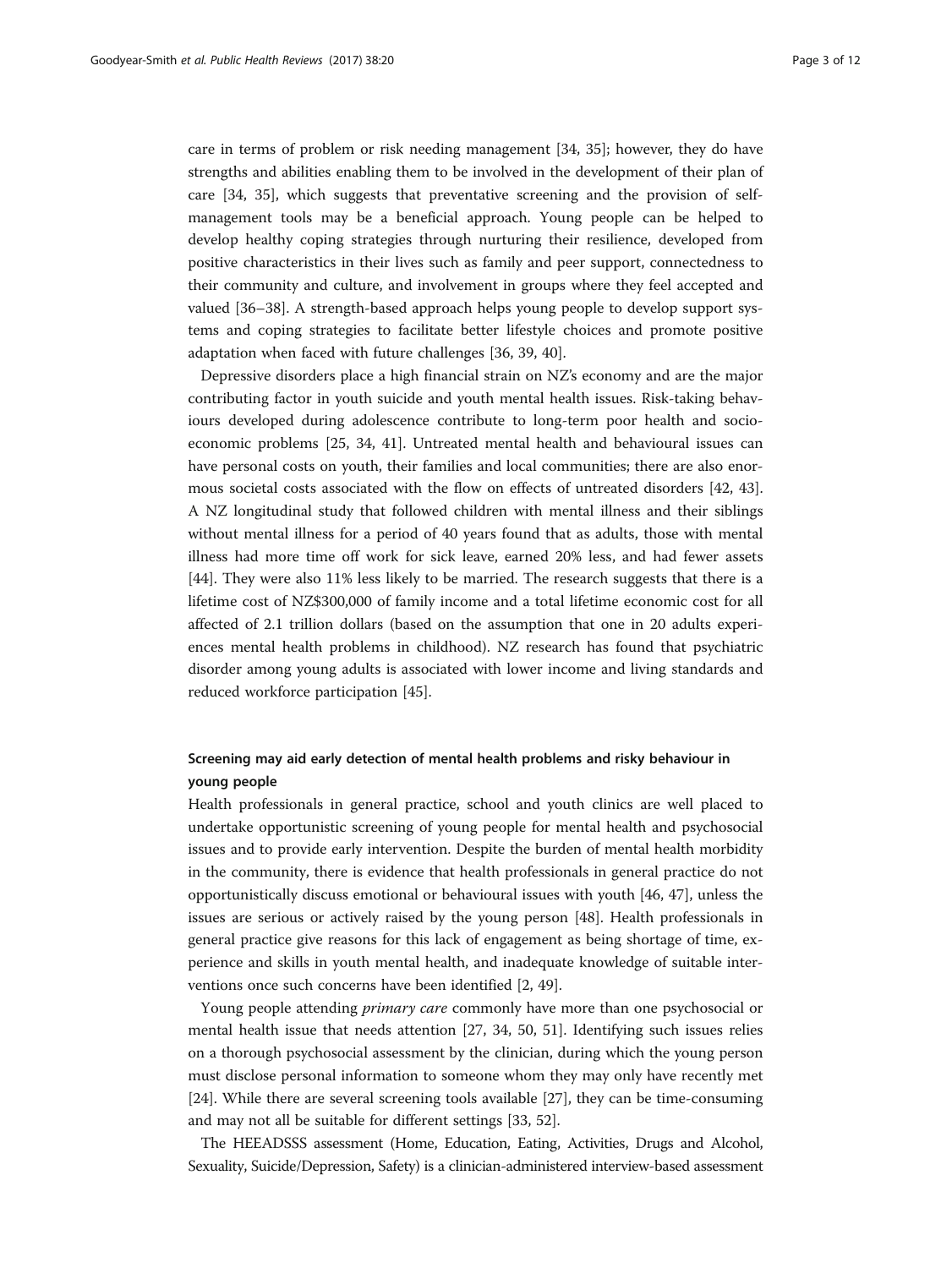care in terms of problem or risk needing management [34, 35]; however, they do have strengths and abilities enabling them to be involved in the development of their plan of care [34, 35], which suggests that preventative screening and the provision of self-management tools may be a beneficial approach. Young people can be helped to develop healthy coping strategies through nurturing their resilience, developed from positive characteristics in their lives such as family and peer support, connectedness to their community and culture, and involvement in groups where they feel accepted and valued [36–38]. A strength-based approach helps young people to develop support systems and coping strategies to facilitate better lifestyle choices and promote positive adaptation when faced with future challenges [36, 39, 40].

Depressive disorders place a high financial strain on NZ's economy and are the major contributing factor in youth suicide and youth mental health issues. Risk-taking behaviours developed during adolescence contribute to long-term poor health and socio-economic problems [25, 34, 41]. Untreated mental health and behavioural issues can have personal costs on youth, their families and local communities; there are also enormous societal costs associated with the flow on effects of untreated disorders [42, 43]. A NZ longitudinal study that followed children with mental illness and their siblings without mental illness for a period of 40 years found that as adults, those with mental illness had more time off work for sick leave, earned 20% less, and had fewer assets [44]. They were also 11% less likely to be married. The research suggests that there is a lifetime cost of NZ$300,000 of family income and a total lifetime economic cost for all affected of 2.1 trillion dollars (based on the assumption that one in 20 adults experiences mental health problems in childhood). NZ research has found that psychiatric disorder among young adults is associated with lower income and living standards and reduced workforce participation [45].

## Screening may aid early detection of mental health problems and risky behaviour in young people

Health professionals in general practice, school and youth clinics are well placed to undertake opportunistic screening of young people for mental health and psychosocial issues and to provide early intervention. Despite the burden of mental health morbidity in the community, there is evidence that health professionals in general practice do not opportunistically discuss emotional or behavioural issues with youth [46, 47], unless the issues are serious or actively raised by the young person [48]. Health professionals in general practice give reasons for this lack of engagement as being shortage of time, experience and skills in youth mental health, and inadequate knowledge of suitable interventions once such concerns have been identified [2, 49].

Young people attending *primary care* commonly have more than one psychosocial or mental health issue that needs attention [27, 34, 50, 51]. Identifying such issues relies on a thorough psychosocial assessment by the clinician, during which the young person must disclose personal information to someone whom they may only have recently met [24]. While there are several screening tools available [27], they can be time-consuming and may not all be suitable for different settings [33, 52].

The HEEADSSS assessment (Home, Education, Eating, Activities, Drugs and Alcohol, Sexuality, Suicide/Depression, Safety) is a clinician-administered interview-based assessment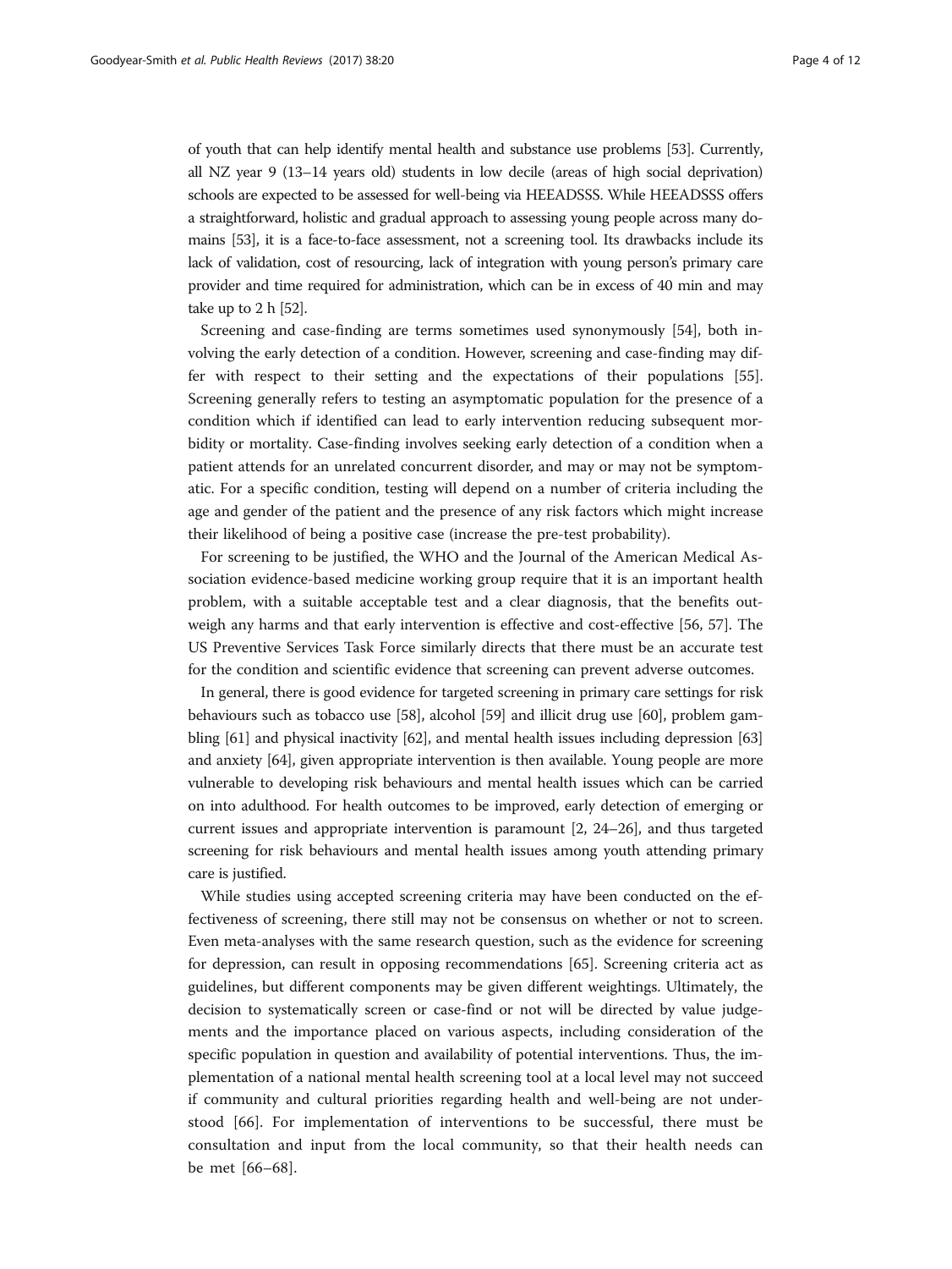of youth that can help identify mental health and substance use problems [53]. Currently, all NZ year 9 (13–14 years old) students in low decile (areas of high social deprivation) schools are expected to be assessed for well-being via HEEADSSS. While HEEADSSS offers a straightforward, holistic and gradual approach to assessing young people across many domains [53], it is a face-to-face assessment, not a screening tool. Its drawbacks include its lack of validation, cost of resourcing, lack of integration with young person's primary care provider and time required for administration, which can be in excess of 40 min and may take up to 2 h [52].

Screening and case-finding are terms sometimes used synonymously [54], both involving the early detection of a condition. However, screening and case-finding may differ with respect to their setting and the expectations of their populations [55]. Screening generally refers to testing an asymptomatic population for the presence of a condition which if identified can lead to early intervention reducing subsequent morbidity or mortality. Case-finding involves seeking early detection of a condition when a patient attends for an unrelated concurrent disorder, and may or may not be symptomatic. For a specific condition, testing will depend on a number of criteria including the age and gender of the patient and the presence of any risk factors which might increase their likelihood of being a positive case (increase the pre-test probability).

For screening to be justified, the WHO and the Journal of the American Medical Association evidence-based medicine working group require that it is an important health problem, with a suitable acceptable test and a clear diagnosis, that the benefits outweigh any harms and that early intervention is effective and cost-effective [56, 57]. The US Preventive Services Task Force similarly directs that there must be an accurate test for the condition and scientific evidence that screening can prevent adverse outcomes.

In general, there is good evidence for targeted screening in primary care settings for risk behaviours such as tobacco use [58], alcohol [59] and illicit drug use [60], problem gambling [61] and physical inactivity [62], and mental health issues including depression [63] and anxiety [64], given appropriate intervention is then available. Young people are more vulnerable to developing risk behaviours and mental health issues which can be carried on into adulthood. For health outcomes to be improved, early detection of emerging or current issues and appropriate intervention is paramount [2, 24–26], and thus targeted screening for risk behaviours and mental health issues among youth attending primary care is justified.

While studies using accepted screening criteria may have been conducted on the effectiveness of screening, there still may not be consensus on whether or not to screen. Even meta-analyses with the same research question, such as the evidence for screening for depression, can result in opposing recommendations [65]. Screening criteria act as guidelines, but different components may be given different weightings. Ultimately, the decision to systematically screen or case-find or not will be directed by value judgements and the importance placed on various aspects, including consideration of the specific population in question and availability of potential interventions. Thus, the implementation of a national mental health screening tool at a local level may not succeed if community and cultural priorities regarding health and well-being are not understood [66]. For implementation of interventions to be successful, there must be consultation and input from the local community, so that their health needs can be met [66–68].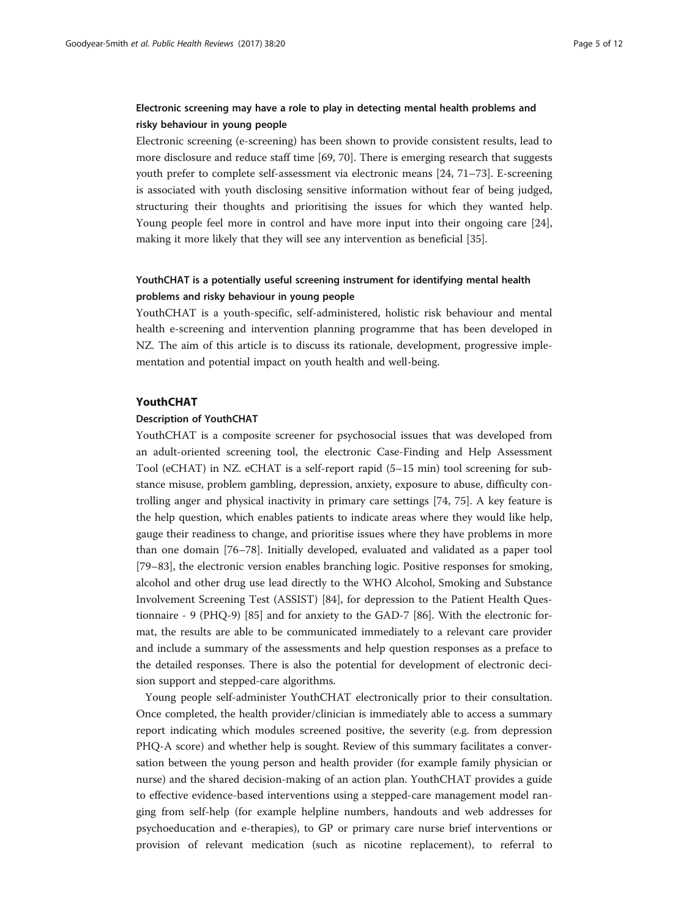### Electronic screening may have a role to play in detecting mental health problems and risky behaviour in young people

Electronic screening (e-screening) has been shown to provide consistent results, lead to more disclosure and reduce staff time [69, 70]. There is emerging research that suggests youth prefer to complete self-assessment via electronic means [24, 71–73]. E-screening is associated with youth disclosing sensitive information without fear of being judged, structuring their thoughts and prioritising the issues for which they wanted help. Young people feel more in control and have more input into their ongoing care [24], making it more likely that they will see any intervention as beneficial [35].

### YouthCHAT is a potentially useful screening instrument for identifying mental health problems and risky behaviour in young people

YouthCHAT is a youth-specific, self-administered, holistic risk behaviour and mental health e-screening and intervention planning programme that has been developed in NZ. The aim of this article is to discuss its rationale, development, progressive implementation and potential impact on youth health and well-being.

## YouthCHAT

### Description of YouthCHAT

YouthCHAT is a composite screener for psychosocial issues that was developed from an adult-oriented screening tool, the electronic Case-Finding and Help Assessment Tool (eCHAT) in NZ. eCHAT is a self-report rapid (5–15 min) tool screening for substance misuse, problem gambling, depression, anxiety, exposure to abuse, difficulty controlling anger and physical inactivity in primary care settings [74, 75]. A key feature is the help question, which enables patients to indicate areas where they would like help, gauge their readiness to change, and prioritise issues where they have problems in more than one domain [76–78]. Initially developed, evaluated and validated as a paper tool [79–83], the electronic version enables branching logic. Positive responses for smoking, alcohol and other drug use lead directly to the WHO Alcohol, Smoking and Substance Involvement Screening Test (ASSIST) [84], for depression to the Patient Health Questionnaire - 9 (PHQ-9) [85] and for anxiety to the GAD-7 [86]. With the electronic format, the results are able to be communicated immediately to a relevant care provider and include a summary of the assessments and help question responses as a preface to the detailed responses. There is also the potential for development of electronic decision support and stepped-care algorithms.

Young people self-administer YouthCHAT electronically prior to their consultation. Once completed, the health provider/clinician is immediately able to access a summary report indicating which modules screened positive, the severity (e.g. from depression PHQ-A score) and whether help is sought. Review of this summary facilitates a conversation between the young person and health provider (for example family physician or nurse) and the shared decision-making of an action plan. YouthCHAT provides a guide to effective evidence-based interventions using a stepped-care management model ranging from self-help (for example helpline numbers, handouts and web addresses for psychoeducation and e-therapies), to GP or primary care nurse brief interventions or provision of relevant medication (such as nicotine replacement), to referral to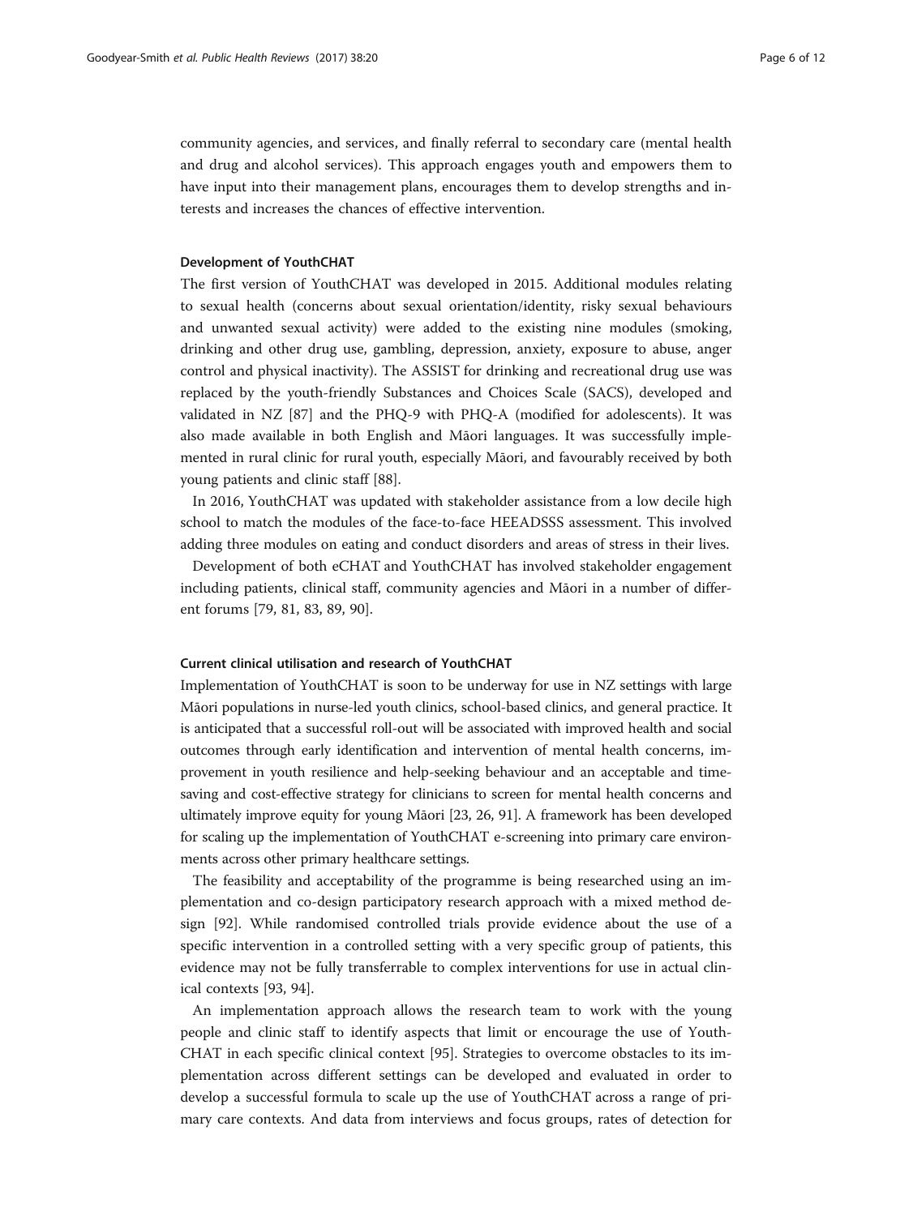community agencies, and services, and finally referral to secondary care (mental health and drug and alcohol services). This approach engages youth and empowers them to have input into their management plans, encourages them to develop strengths and interests and increases the chances of effective intervention.

### Development of YouthCHAT

The first version of YouthCHAT was developed in 2015. Additional modules relating to sexual health (concerns about sexual orientation/identity, risky sexual behaviours and unwanted sexual activity) were added to the existing nine modules (smoking, drinking and other drug use, gambling, depression, anxiety, exposure to abuse, anger control and physical inactivity). The ASSIST for drinking and recreational drug use was replaced by the youth-friendly Substances and Choices Scale (SACS), developed and validated in NZ [87] and the PHQ-9 with PHQ-A (modified for adolescents). It was also made available in both English and Māori languages. It was successfully implemented in rural clinic for rural youth, especially Māori, and favourably received by both young patients and clinic staff [88].

In 2016, YouthCHAT was updated with stakeholder assistance from a low decile high school to match the modules of the face-to-face HEEADSSS assessment. This involved adding three modules on eating and conduct disorders and areas of stress in their lives.

Development of both eCHAT and YouthCHAT has involved stakeholder engagement including patients, clinical staff, community agencies and Māori in a number of different forums [79, 81, 83, 89, 90].

### Current clinical utilisation and research of YouthCHAT

Implementation of YouthCHAT is soon to be underway for use in NZ settings with large Māori populations in nurse-led youth clinics, school-based clinics, and general practice. It is anticipated that a successful roll-out will be associated with improved health and social outcomes through early identification and intervention of mental health concerns, improvement in youth resilience and help-seeking behaviour and an acceptable and time-saving and cost-effective strategy for clinicians to screen for mental health concerns and ultimately improve equity for young Māori [23, 26, 91]. A framework has been developed for scaling up the implementation of YouthCHAT e-screening into primary care environments across other primary healthcare settings.

The feasibility and acceptability of the programme is being researched using an implementation and co-design participatory research approach with a mixed method design [92]. While randomised controlled trials provide evidence about the use of a specific intervention in a controlled setting with a very specific group of patients, this evidence may not be fully transferrable to complex interventions for use in actual clinical contexts [93, 94].

An implementation approach allows the research team to work with the young people and clinic staff to identify aspects that limit or encourage the use of YouthCHAT in each specific clinical context [95]. Strategies to overcome obstacles to its implementation across different settings can be developed and evaluated in order to develop a successful formula to scale up the use of YouthCHAT across a range of primary care contexts. And data from interviews and focus groups, rates of detection for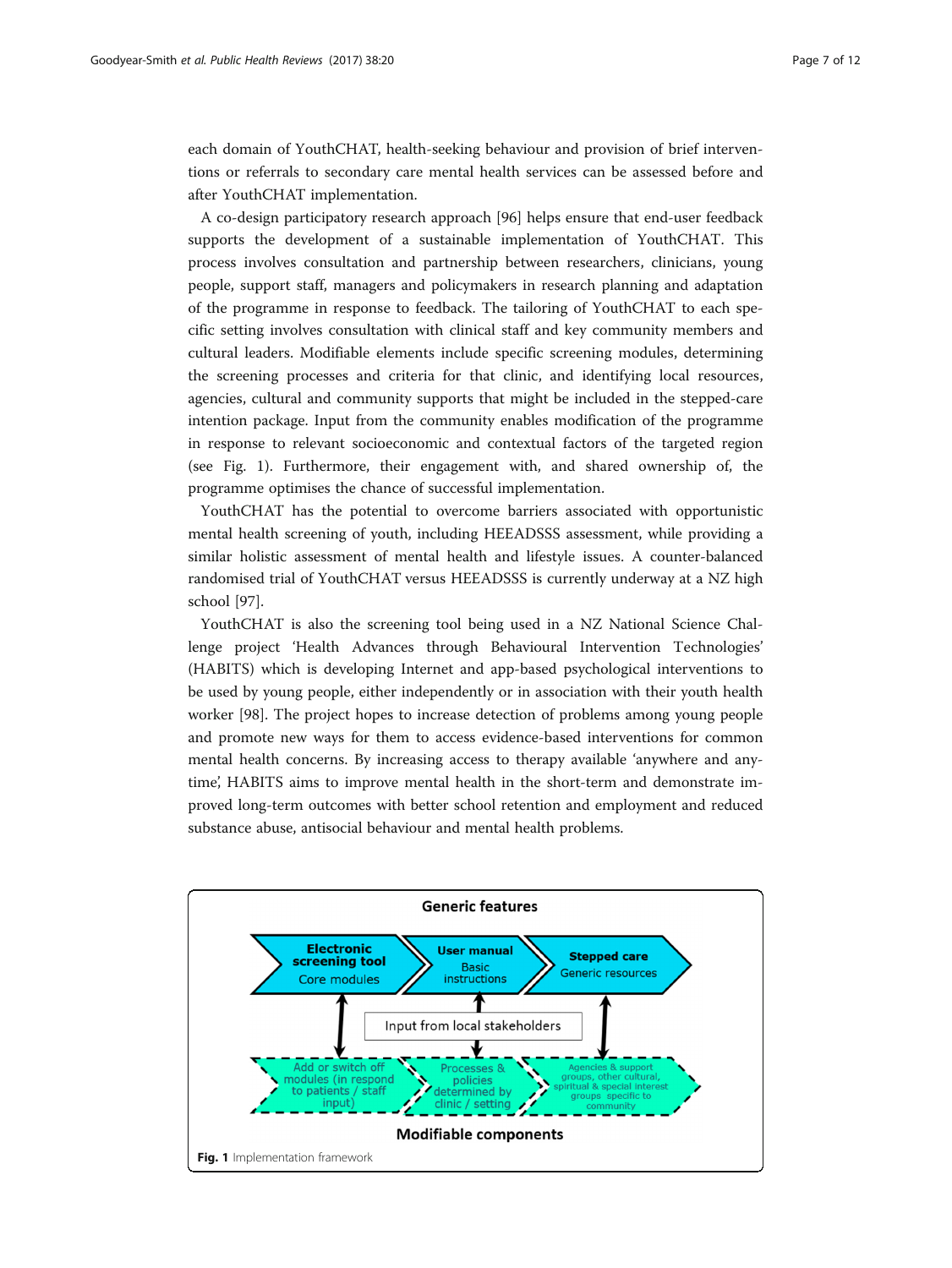each domain of YouthCHAT, health-seeking behaviour and provision of brief interventions or referrals to secondary care mental health services can be assessed before and after YouthCHAT implementation.

A co-design participatory research approach [96] helps ensure that end-user feedback supports the development of a sustainable implementation of YouthCHAT. This process involves consultation and partnership between researchers, clinicians, young people, support staff, managers and policymakers in research planning and adaptation of the programme in response to feedback. The tailoring of YouthCHAT to each specific setting involves consultation with clinical staff and key community members and cultural leaders. Modifiable elements include specific screening modules, determining the screening processes and criteria for that clinic, and identifying local resources, agencies, cultural and community supports that might be included in the stepped-care intention package. Input from the community enables modification of the programme in response to relevant socioeconomic and contextual factors of the targeted region (see Fig. 1). Furthermore, their engagement with, and shared ownership of, the programme optimises the chance of successful implementation.

YouthCHAT has the potential to overcome barriers associated with opportunistic mental health screening of youth, including HEEADSSS assessment, while providing a similar holistic assessment of mental health and lifestyle issues. A counter-balanced randomised trial of YouthCHAT versus HEEADSSS is currently underway at a NZ high school [97].

YouthCHAT is also the screening tool being used in a NZ National Science Challenge project 'Health Advances through Behavioural Intervention Technologies' (HABITS) which is developing Internet and app-based psychological interventions to be used by young people, either independently or in association with their youth health worker [98]. The project hopes to increase detection of problems among young people and promote new ways for them to access evidence-based interventions for common mental health concerns. By increasing access to therapy available 'anywhere and anytime', HABITS aims to improve mental health in the short-term and demonstrate improved long-term outcomes with better school retention and employment and reduced substance abuse, antisocial behaviour and mental health problems.

**Generic features**

- **Electronic screening tool** – Core modules
- **User manual** – Basic instructions
- **Stepped care** – Generic resources

Input from local stakeholders

- Add or switch off modules (in respond to patients / staff input)
- Processes & policies determined by clinic / setting
- Agencies & support groups, other cultural, spiritual & special interest groups specific to community

**Modifiable components**

**Fig. 1** Implementation framework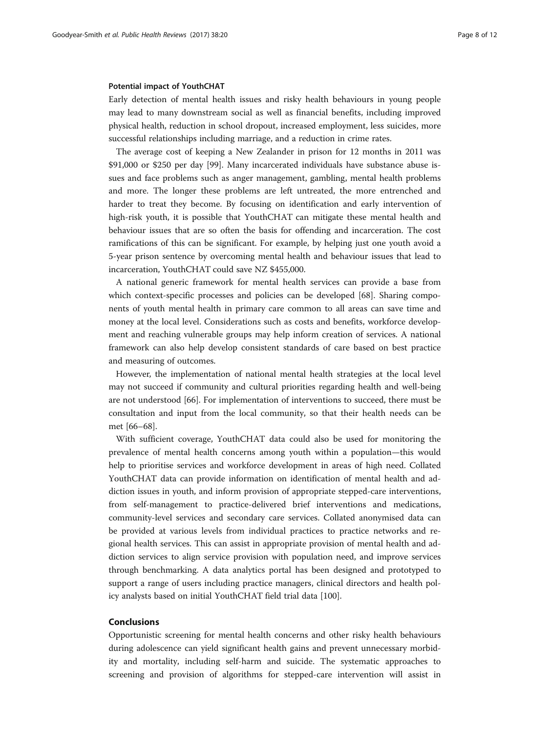**Potential impact of YouthCHAT**

Early detection of mental health issues and risky health behaviours in young people may lead to many downstream social as well as financial benefits, including improved physical health, reduction in school dropout, increased employment, less suicides, more successful relationships including marriage, and a reduction in crime rates.

The average cost of keeping a New Zealander in prison for 12 months in 2011 was $91,000 or $250 per day [99]. Many incarcerated individuals have substance abuse issues and face problems such as anger management, gambling, mental health problems and more. The longer these problems are left untreated, the more entrenched and harder to treat they become. By focusing on identification and early intervention of high-risk youth, it is possible that YouthCHAT can mitigate these mental health and behaviour issues that are so often the basis for offending and incarceration. The cost ramifications of this can be significant. For example, by helping just one youth avoid a 5-year prison sentence by overcoming mental health and behaviour issues that lead to incarceration, YouthCHAT could save NZ $455,000.

A national generic framework for mental health services can provide a base from which context-specific processes and policies can be developed [68]. Sharing components of youth mental health in primary care common to all areas can save time and money at the local level. Considerations such as costs and benefits, workforce development and reaching vulnerable groups may help inform creation of services. A national framework can also help develop consistent standards of care based on best practice and measuring of outcomes.

However, the implementation of national mental health strategies at the local level may not succeed if community and cultural priorities regarding health and well-being are not understood [66]. For implementation of interventions to succeed, there must be consultation and input from the local community, so that their health needs can be met [66–68].

With sufficient coverage, YouthCHAT data could also be used for monitoring the prevalence of mental health concerns among youth within a population—this would help to prioritise services and workforce development in areas of high need. Collated YouthCHAT data can provide information on identification of mental health and addiction issues in youth, and inform provision of appropriate stepped-care interventions, from self-management to practice-delivered brief interventions and medications, community-level services and secondary care services. Collated anonymised data can be provided at various levels from individual practices to practice networks and regional health services. This can assist in appropriate provision of mental health and addiction services to align service provision with population need, and improve services through benchmarking. A data analytics portal has been designed and prototyped to support a range of users including practice managers, clinical directors and health policy analysts based on initial YouthCHAT field trial data [100].

## Conclusions

Opportunistic screening for mental health concerns and other risky health behaviours during adolescence can yield significant health gains and prevent unnecessary morbidity and mortality, including self-harm and suicide. The systematic approaches to screening and provision of algorithms for stepped-care intervention will assist in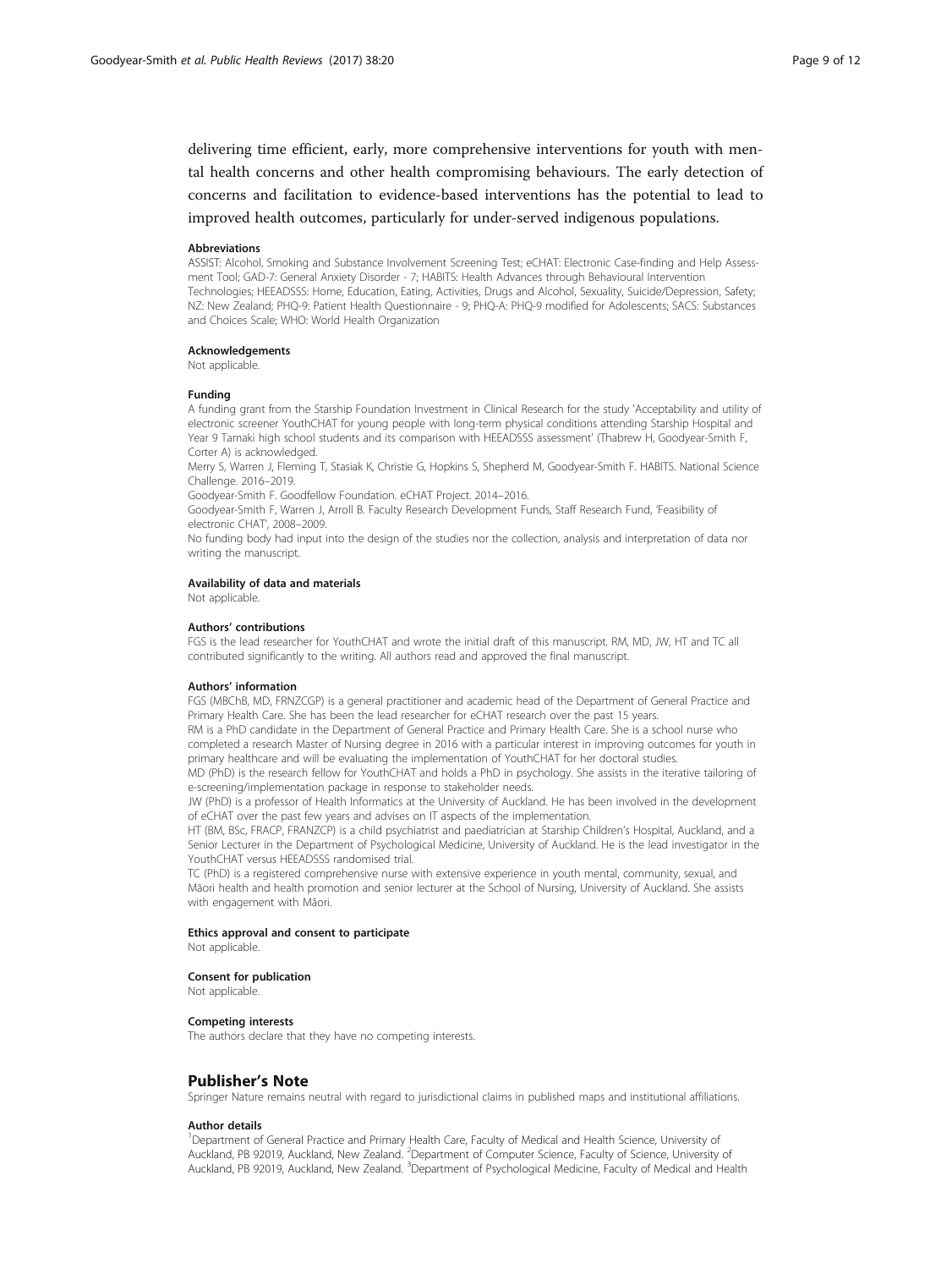delivering time efficient, early, more comprehensive interventions for youth with mental health concerns and other health compromising behaviours. The early detection of concerns and facilitation to evidence-based interventions has the potential to lead to improved health outcomes, particularly for under-served indigenous populations.

#### Abbreviations

ASSIST: Alcohol, Smoking and Substance Involvement Screening Test; eCHAT: Electronic Case-finding and Help Assessment Tool; GAD-7: General Anxiety Disorder - 7; HABITS: Health Advances through Behavioural Intervention Technologies; HEEADSSS: Home, Education, Eating, Activities, Drugs and Alcohol, Sexuality, Suicide/Depression, Safety; NZ: New Zealand; PHQ-9: Patient Health Questionnaire - 9; PHQ-A: PHQ-9 modified for Adolescents; SACS: Substances and Choices Scale; WHO: World Health Organization

#### Acknowledgements

Not applicable.

#### Funding

A funding grant from the Starship Foundation Investment in Clinical Research for the study 'Acceptability and utility of electronic screener YouthCHAT for young people with long-term physical conditions attending Starship Hospital and Year 9 Tamaki high school students and its comparison with HEEADSSS assessment' (Thabrew H, Goodyear-Smith F, Corter A) is acknowledged.

Merry S, Warren J, Fleming T, Stasiak K, Christie G, Hopkins S, Shepherd M, Goodyear-Smith F. HABITS. National Science Challenge. 2016–2019.

Goodyear-Smith F. Goodfellow Foundation. eCHAT Project. 2014–2016.

Goodyear-Smith F, Warren J, Arroll B. Faculty Research Development Funds, Staff Research Fund, 'Feasibility of electronic CHAT', 2008–2009.

No funding body had input into the design of the studies nor the collection, analysis and interpretation of data nor writing the manuscript.

#### Availability of data and materials

Not applicable.

#### Authors' contributions

FGS is the lead researcher for YouthCHAT and wrote the initial draft of this manuscript. RM, MD, JW, HT and TC all contributed significantly to the writing. All authors read and approved the final manuscript.

#### Authors' information

FGS (MBChB, MD, FRNZCGP) is a general practitioner and academic head of the Department of General Practice and Primary Health Care. She has been the lead researcher for eCHAT research over the past 15 years.

RM is a PhD candidate in the Department of General Practice and Primary Health Care. She is a school nurse who completed a research Master of Nursing degree in 2016 with a particular interest in improving outcomes for youth in primary healthcare and will be evaluating the implementation of YouthCHAT for her doctoral studies.

MD (PhD) is the research fellow for YouthCHAT and holds a PhD in psychology. She assists in the iterative tailoring of e-screening/implementation package in response to stakeholder needs.

JW (PhD) is a professor of Health Informatics at the University of Auckland. He has been involved in the development of eCHAT over the past few years and advises on IT aspects of the implementation.

HT (BM, BSc, FRACP, FRANZCP) is a child psychiatrist and paediatrician at Starship Children's Hospital, Auckland, and a Senior Lecturer in the Department of Psychological Medicine, University of Auckland. He is the lead investigator in the YouthCHAT versus HEEADSSS randomised trial.

TC (PhD) is a registered comprehensive nurse with extensive experience in youth mental, community, sexual, and Māori health and health promotion and senior lecturer at the School of Nursing, University of Auckland. She assists with engagement with Māori.

#### Ethics approval and consent to participate

Not applicable.

#### Consent for publication

Not applicable.

#### Competing interests

The authors declare that they have no competing interests.

## Publisher's Note

Springer Nature remains neutral with regard to jurisdictional claims in published maps and institutional affiliations.

#### Author details

[1]Department of General Practice and Primary Health Care, Faculty of Medical and Health Science, University of Auckland, PB 92019, Auckland, New Zealand. [2]Department of Computer Science, Faculty of Science, University of Auckland, PB 92019, Auckland, New Zealand. [3]Department of Psychological Medicine, Faculty of Medical and Health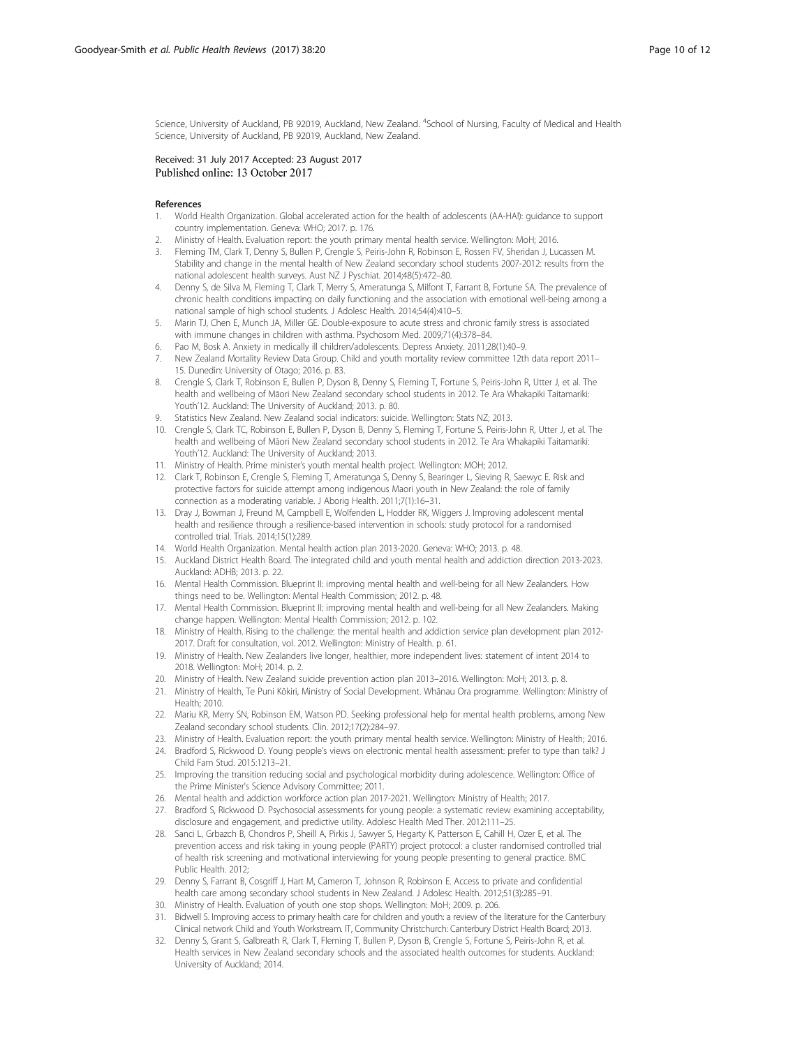Science, University of Auckland, PB 92019, Auckland, New Zealand. [4]School of Nursing, Faculty of Medical and Health Science, University of Auckland, PB 92019, Auckland, New Zealand.

Received: 31 July 2017 Accepted: 23 August 2017
Published online: 13 October 2017

## References

1. World Health Organization. Global accelerated action for the health of adolescents (AA-HA!): guidance to support country implementation. Geneva: WHO; 2017. p. 176.
2. Ministry of Health. Evaluation report: the youth primary mental health service. Wellington: MoH; 2016.
3. Fleming TM, Clark T, Denny S, Bullen P, Crengle S, Peiris-John R, Robinson E, Rossen FV, Sheridan J, Lucassen M. Stability and change in the mental health of New Zealand secondary school students 2007-2012: results from the national adolescent health surveys. Aust NZ J Pyschiat. 2014;48(5):472–80.
4. Denny S, de Silva M, Fleming T, Clark T, Merry S, Ameratunga S, Milfont T, Farrant B, Fortune SA. The prevalence of chronic health conditions impacting on daily functioning and the association with emotional well-being among a national sample of high school students. J Adolesc Health. 2014;54(4):410–5.
5. Marin TJ, Chen E, Munch JA, Miller GE. Double-exposure to acute stress and chronic family stress is associated with immune changes in children with asthma. Psychosom Med. 2009;71(4):378–84.
6. Pao M, Bosk A. Anxiety in medically ill children/adolescents. Depress Anxiety. 2011;28(1):40–9.
7. New Zealand Mortality Review Data Group. Child and youth mortality review committee 12th data report 2011–15. Dunedin: University of Otago; 2016. p. 83.
8. Crengle S, Clark T, Robinson E, Bullen P, Dyson B, Denny S, Fleming T, Fortune S, Peiris-John R, Utter J, et al. The health and wellbeing of Māori New Zealand secondary school students in 2012. Te Ara Whakapiki Taitamariki: Youth'12. Auckland: The University of Auckland; 2013. p. 80.
9. Statistics New Zealand. New Zealand social indicators: suicide. Wellington: Stats NZ; 2013.
10. Crengle S, Clark TC, Robinson E, Bullen P, Dyson B, Denny S, Fleming T, Fortune S, Peiris-John R, Utter J, et al. The health and wellbeing of Māori New Zealand secondary school students in 2012. Te Ara Whakapiki Taitamariki: Youth'12. Auckland: The University of Auckland; 2013.
11. Ministry of Health. Prime minister's youth mental health project. Wellington: MOH; 2012.
12. Clark T, Robinson E, Crengle S, Fleming T, Ameratunga S, Denny S, Bearinger L, Sieving R, Saewyc E. Risk and protective factors for suicide attempt among indigenous Maori youth in New Zealand: the role of family connection as a moderating variable. J Aborig Health. 2011;7(1):16–31.
13. Dray J, Bowman J, Freund M, Campbell E, Wolfenden L, Hodder RK, Wiggers J. Improving adolescent mental health and resilience through a resilience-based intervention in schools: study protocol for a randomised controlled trial. Trials. 2014;15(1):289.
14. World Health Organization. Mental health action plan 2013-2020. Geneva: WHO; 2013. p. 48.
15. Auckland District Health Board. The integrated child and youth mental health and addiction direction 2013-2023. Auckland: ADHB; 2013. p. 22.
16. Mental Health Commission. Blueprint II: improving mental health and well-being for all New Zealanders. How things need to be. Wellington: Mental Health Commission; 2012. p. 48.
17. Mental Health Commission. Blueprint II: improving mental health and well-being for all New Zealanders. Making change happen. Wellington: Mental Health Commission; 2012. p. 102.
18. Ministry of Health. Rising to the challenge: the mental health and addiction service plan development plan 2012-2017. Draft for consultation, vol. 2012. Wellington: Ministry of Health. p. 61.
19. Ministry of Health. New Zealanders live longer, healthier, more independent lives: statement of intent 2014 to 2018. Wellington: MoH; 2014. p. 2.
20. Ministry of Health. New Zealand suicide prevention action plan 2013–2016. Wellington: MoH; 2013. p. 8.
21. Ministry of Health, Te Puni Kōkiri, Ministry of Social Development. Whānau Ora programme. Wellington: Ministry of Health; 2010.
22. Mariu KR, Merry SN, Robinson EM, Watson PD. Seeking professional help for mental health problems, among New Zealand secondary school students. Clin. 2012;17(2):284–97.
23. Ministry of Health. Evaluation report: the youth primary mental health service. Wellington: Ministry of Health; 2016.
24. Bradford S, Rickwood D. Young people's views on electronic mental health assessment: prefer to type than talk? J Child Fam Stud. 2015:1213–21.
25. Improving the transition reducing social and psychological morbidity during adolescence. Wellington: Office of the Prime Minister's Science Advisory Committee; 2011.
26. Mental health and addiction workforce action plan 2017-2021. Wellington: Ministry of Health; 2017.
27. Bradford S, Rickwood D. Psychosocial assessments for young people: a systematic review examining acceptability, disclosure and engagement, and predictive utility. Adolesc Health Med Ther. 2012:111–25.
28. Sanci L, Grbazch B, Chondros P, Sheill A, Pirkis J, Sawyer S, Hegarty K, Patterson E, Cahill H, Ozer E, et al. The prevention access and risk taking in young people (PARTY) project protocol: a cluster randomised controlled trial of health risk screening and motivational interviewing for young people presenting to general practice. BMC Public Health. 2012;
29. Denny S, Farrant B, Cosgriff J, Hart M, Cameron T, Johnson R, Robinson E. Access to private and confidential health care among secondary school students in New Zealand. J Adolesc Health. 2012;51(3):285–91.
30. Ministry of Health. Evaluation of youth one stop shops. Wellington: MoH; 2009. p. 206.
31. Bidwell S. Improving access to primary health care for children and youth: a review of the literature for the Canterbury Clinical network Child and Youth Workstream. IT, Community Christchurch: Canterbury District Health Board; 2013.
32. Denny S, Grant S, Galbreath R, Clark T, Fleming T, Bullen P, Dyson B, Crengle S, Fortune S, Peiris-John R, et al. Health services in New Zealand secondary schools and the associated health outcomes for students. Auckland: University of Auckland; 2014.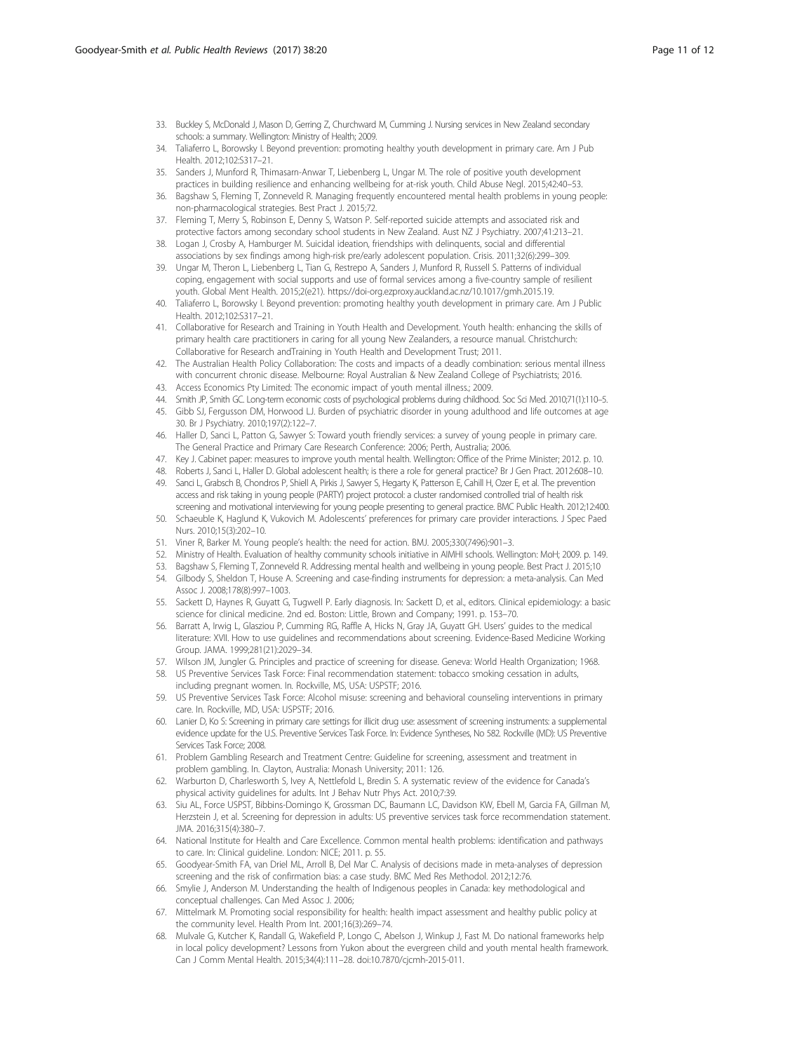33. Buckley S, McDonald J, Mason D, Gerring Z, Churchward M, Cumming J. Nursing services in New Zealand secondary schools: a summary. Wellington: Ministry of Health; 2009.
34. Taliaferro L, Borowsky I. Beyond prevention: promoting healthy youth development in primary care. Am J Pub Health. 2012;102:S317–21.
35. Sanders J, Munford R, Thimasarn-Anwar T, Liebenberg L, Ungar M. The role of positive youth development practices in building resilience and enhancing wellbeing for at-risk youth. Child Abuse Negl. 2015;42:40–53.
36. Bagshaw S, Fleming T, Zonneveld R. Managing frequently encountered mental health problems in young people: non-pharmacological strategies. Best Pract J. 2015;72.
37. Fleming T, Merry S, Robinson E, Denny S, Watson P. Self-reported suicide attempts and associated risk and protective factors among secondary school students in New Zealand. Aust NZ J Psychiatry. 2007;41:213–21.
38. Logan J, Crosby A, Hamburger M. Suicidal ideation, friendships with delinquents, social and differential associations by sex findings among high-risk pre/early adolescent population. Crisis. 2011;32(6):299–309.
39. Ungar M, Theron L, Liebenberg L, Tian G, Restrepo A, Sanders J, Munford R, Russell S. Patterns of individual coping, engagement with social supports and use of formal services among a five-country sample of resilient youth. Global Ment Health. 2015;2(e21). https://doi-org.ezproxy.auckland.ac.nz/10.1017/gmh.2015.19.
40. Taliaferro L, Borowsky I. Beyond prevention: promoting healthy youth development in primary care. Am J Public Health. 2012;102:S317–21.
41. Collaborative for Research and Training in Youth Health and Development. Youth health: enhancing the skills of primary health care practitioners in caring for all young New Zealanders, a resource manual. Christchurch: Collaborative for Research andTraining in Youth Health and Development Trust; 2011.
42. The Australian Health Policy Collaboration: The costs and impacts of a deadly combination: serious mental illness with concurrent chronic disease. Melbourne: Royal Australian & New Zealand College of Psychiatrists; 2016.
43. Access Economics Pty Limited: The economic impact of youth mental illness.; 2009.
44. Smith JP, Smith GC. Long-term economic costs of psychological problems during childhood. Soc Sci Med. 2010;71(1):110–5.
45. Gibb SJ, Fergusson DM, Horwood LJ. Burden of psychiatric disorder in young adulthood and life outcomes at age 30. Br J Psychiatry. 2010;197(2):122–7.
46. Haller D, Sanci L, Patton G, Sawyer S: Toward youth friendly services: a survey of young people in primary care. The General Practice and Primary Care Research Conference: 2006; Perth, Australia; 2006.
47. Key J. Cabinet paper: measures to improve youth mental health. Wellington: Office of the Prime Minister; 2012. p. 10.
48. Roberts J, Sanci L, Haller D. Global adolescent health; is there a role for general practice? Br J Gen Pract. 2012:608–10.
49. Sanci L, Grabsch B, Chondros P, Shiell A, Pirkis J, Sawyer S, Hegarty K, Patterson E, Cahill H, Ozer E, et al. The prevention access and risk taking in young people (PARTY) project protocol: a cluster randomised controlled trial of health risk screening and motivational interviewing for young people presenting to general practice. BMC Public Health. 2012;12:400.
50. Schaeuble K, Haglund K, Vukovich M. Adolescents' preferences for primary care provider interactions. J Spec Paed Nurs. 2010;15(3):202–10.
51. Viner R, Barker M. Young people's health: the need for action. BMJ. 2005;330(7496):901–3.
52. Ministry of Health. Evaluation of healthy community schools initiative in AIMHI schools. Wellington: MoH; 2009. p. 149.
53. Bagshaw S, Fleming T, Zonneveld R. Addressing mental health and wellbeing in young people. Best Pract J. 2015;10
54. Gilbody S, Sheldon T, House A. Screening and case-finding instruments for depression: a meta-analysis. Can Med Assoc J. 2008;178(8):997–1003.
55. Sackett D, Haynes R, Guyatt G, Tugwell P. Early diagnosis. In: Sackett D, et al., editors. Clinical epidemiology: a basic science for clinical medicine. 2nd ed. Boston: Little, Brown and Company; 1991. p. 153–70.
56. Barratt A, Irwig L, Glasziou P, Cumming RG, Raffle A, Hicks N, Gray JA, Guyatt GH. Users' guides to the medical literature: XVII. How to use guidelines and recommendations about screening. Evidence-Based Medicine Working Group. JAMA. 1999;281(21):2029–34.
57. Wilson JM, Jungler G. Principles and practice of screening for disease. Geneva: World Health Organization; 1968.
58. US Preventive Services Task Force: Final recommendation statement: tobacco smoking cessation in adults, including pregnant women. In. Rockville, MS, USA: USPSTF; 2016.
59. US Preventive Services Task Force: Alcohol misuse: screening and behavioral counseling interventions in primary care. In. Rockville, MD, USA: USPSTF; 2016.
60. Lanier D, Ko S: Screening in primary care settings for illicit drug use: assessment of screening instruments: a supplemental evidence update for the U.S. Preventive Services Task Force. In: Evidence Syntheses, No 582. Rockville (MD): US Preventive Services Task Force; 2008.
61. Problem Gambling Research and Treatment Centre: Guideline for screening, assessment and treatment in problem gambling. In. Clayton, Australia: Monash University; 2011: 126.
62. Warburton D, Charlesworth S, Ivey A, Nettlefold L, Bredin S. A systematic review of the evidence for Canada's physical activity guidelines for adults. Int J Behav Nutr Phys Act. 2010;7:39.
63. Siu AL, Force USPST, Bibbins-Domingo K, Grossman DC, Baumann LC, Davidson KW, Ebell M, Garcia FA, Gillman M, Herzstein J, et al. Screening for depression in adults: US preventive services task force recommendation statement. JMA. 2016;315(4):380–7.
64. National Institute for Health and Care Excellence. Common mental health problems: identification and pathways to care. In: Clinical guideline. London: NICE; 2011. p. 55.
65. Goodyear-Smith FA, van Driel ML, Arroll B, Del Mar C. Analysis of decisions made in meta-analyses of depression screening and the risk of confirmation bias: a case study. BMC Med Res Methodol. 2012;12:76.
66. Smylie J, Anderson M. Understanding the health of Indigenous peoples in Canada: key methodological and conceptual challenges. Can Med Assoc J. 2006;
67. Mittelmark M. Promoting social responsibility for health: health impact assessment and healthy public policy at the community level. Health Prom Int. 2001;16(3):269–74.
68. Mulvale G, Kutcher K, Randall G, Wakefield P, Longo C, Abelson J, Winkup J, Fast M. Do national frameworks help in local policy development? Lessons from Yukon about the evergreen child and youth mental health framework. Can J Comm Mental Health. 2015;34(4):111–28. doi:10.7870/cjcmh-2015-011.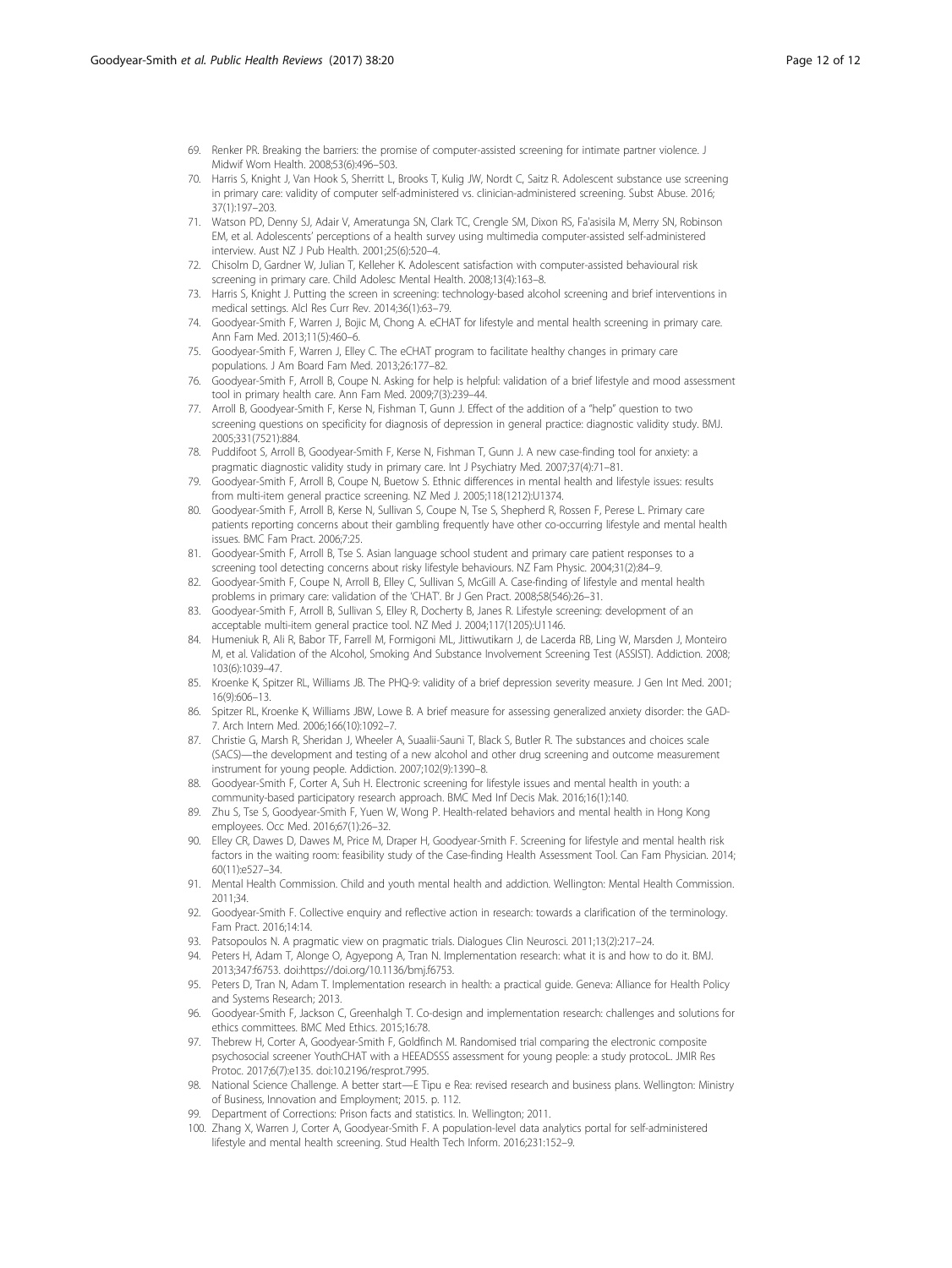69. Renker PR. Breaking the barriers: the promise of computer-assisted screening for intimate partner violence. J Midwif Wom Health. 2008;53(6):496–503.
70. Harris S, Knight J, Van Hook S, Sherritt L, Brooks T, Kulig JW, Nordt C, Saitz R. Adolescent substance use screening in primary care: validity of computer self-administered vs. clinician-administered screening. Subst Abuse. 2016; 37(1):197–203.
71. Watson PD, Denny SJ, Adair V, Ameratunga SN, Clark TC, Crengle SM, Dixon RS, Fa'asisila M, Merry SN, Robinson EM, et al. Adolescents' perceptions of a health survey using multimedia computer-assisted self-administered interview. Aust NZ J Pub Health. 2001;25(6):520–4.
72. Chisolm D, Gardner W, Julian T, Kelleher K. Adolescent satisfaction with computer-assisted behavioural risk screening in primary care. Child Adolesc Mental Health. 2008;13(4):163–8.
73. Harris S, Knight J. Putting the screen in screening: technology-based alcohol screening and brief interventions in medical settings. Alcl Res Curr Rev. 2014;36(1):63–79.
74. Goodyear-Smith F, Warren J, Bojic M, Chong A. eCHAT for lifestyle and mental health screening in primary care. Ann Fam Med. 2013;11(5):460–6.
75. Goodyear-Smith F, Warren J, Elley C. The eCHAT program to facilitate healthy changes in primary care populations. J Am Board Fam Med. 2013;26:177–82.
76. Goodyear-Smith F, Arroll B, Coupe N. Asking for help is helpful: validation of a brief lifestyle and mood assessment tool in primary health care. Ann Fam Med. 2009;7(3):239–44.
77. Arroll B, Goodyear-Smith F, Kerse N, Fishman T, Gunn J. Effect of the addition of a "help" question to two screening questions on specificity for diagnosis of depression in general practice: diagnostic validity study. BMJ. 2005;331(7521):884.
78. Puddifoot S, Arroll B, Goodyear-Smith F, Kerse N, Fishman T, Gunn J. A new case-finding tool for anxiety: a pragmatic diagnostic validity study in primary care. Int J Psychiatry Med. 2007;37(4):71–81.
79. Goodyear-Smith F, Arroll B, Coupe N, Buetow S. Ethnic differences in mental health and lifestyle issues: results from multi-item general practice screening. NZ Med J. 2005;118(1212):U1374.
80. Goodyear-Smith F, Arroll B, Kerse N, Sullivan S, Coupe N, Tse S, Shepherd R, Rossen F, Perese L. Primary care patients reporting concerns about their gambling frequently have other co-occurring lifestyle and mental health issues. BMC Fam Pract. 2006;7:25.
81. Goodyear-Smith F, Arroll B, Tse S. Asian language school student and primary care patient responses to a screening tool detecting concerns about risky lifestyle behaviours. NZ Fam Physic. 2004;31(2):84–9.
82. Goodyear-Smith F, Coupe N, Arroll B, Elley C, Sullivan S, McGill A. Case-finding of lifestyle and mental health problems in primary care: validation of the 'CHAT'. Br J Gen Pract. 2008;58(546):26–31.
83. Goodyear-Smith F, Arroll B, Sullivan S, Elley R, Docherty B, Janes R. Lifestyle screening: development of an acceptable multi-item general practice tool. NZ Med J. 2004;117(1205):U1146.
84. Humeniuk R, Ali R, Babor TF, Farrell M, Formigoni ML, Jittiwutikarn J, de Lacerda RB, Ling W, Marsden J, Monteiro M, et al. Validation of the Alcohol, Smoking And Substance Involvement Screening Test (ASSIST). Addiction. 2008; 103(6):1039–47.
85. Kroenke K, Spitzer RL, Williams JB. The PHQ-9: validity of a brief depression severity measure. J Gen Int Med. 2001; 16(9):606–13.
86. Spitzer RL, Kroenke K, Williams JBW, Lowe B. A brief measure for assessing generalized anxiety disorder: the GAD-7. Arch Intern Med. 2006;166(10):1092–7.
87. Christie G, Marsh R, Sheridan J, Wheeler A, Suaalii-Sauni T, Black S, Butler R. The substances and choices scale (SACS)—the development and testing of a new alcohol and other drug screening and outcome measurement instrument for young people. Addiction. 2007;102(9):1390–8.
88. Goodyear-Smith F, Corter A, Suh H. Electronic screening for lifestyle issues and mental health in youth: a community-based participatory research approach. BMC Med Inf Decis Mak. 2016;16(1):140.
89. Zhu S, Tse S, Goodyear-Smith F, Yuen W, Wong P. Health-related behaviors and mental health in Hong Kong employees. Occ Med. 2016;67(1):26–32.
90. Elley CR, Dawes D, Dawes M, Price M, Draper H, Goodyear-Smith F. Screening for lifestyle and mental health risk factors in the waiting room: feasibility study of the Case-finding Health Assessment Tool. Can Fam Physician. 2014; 60(11):e527–34.
91. Mental Health Commission. Child and youth mental health and addiction. Wellington: Mental Health Commission. 2011;34.
92. Goodyear-Smith F. Collective enquiry and reflective action in research: towards a clarification of the terminology. Fam Pract. 2016;14:14.
93. Patsopoulos N. A pragmatic view on pragmatic trials. Dialogues Clin Neurosci. 2011;13(2):217–24.
94. Peters H, Adam T, Alonge O, Agyepong A, Tran N. Implementation research: what it is and how to do it. BMJ. 2013;347:f6753. doi:https://doi.org/10.1136/bmj.f6753.
95. Peters D, Tran N, Adam T. Implementation research in health: a practical guide. Geneva: Alliance for Health Policy and Systems Research; 2013.
96. Goodyear-Smith F, Jackson C, Greenhalgh T. Co-design and implementation research: challenges and solutions for ethics committees. BMC Med Ethics. 2015;16:78.
97. Thebrew H, Corter A, Goodyear-Smith F, Goldfinch M. Randomised trial comparing the electronic composite psychosocial screener YouthCHAT with a HEEADSSS assessment for young people: a study protocoL. JMIR Res Protoc. 2017;6(7):e135. doi:10.2196/resprot.7995.
98. National Science Challenge. A better start—E Tipu e Rea: revised research and business plans. Wellington: Ministry of Business, Innovation and Employment; 2015. p. 112.
99. Department of Corrections: Prison facts and statistics. In. Wellington; 2011.
100. Zhang X, Warren J, Corter A, Goodyear-Smith F. A population-level data analytics portal for self-administered lifestyle and mental health screening. Stud Health Tech Inform. 2016;231:152–9.